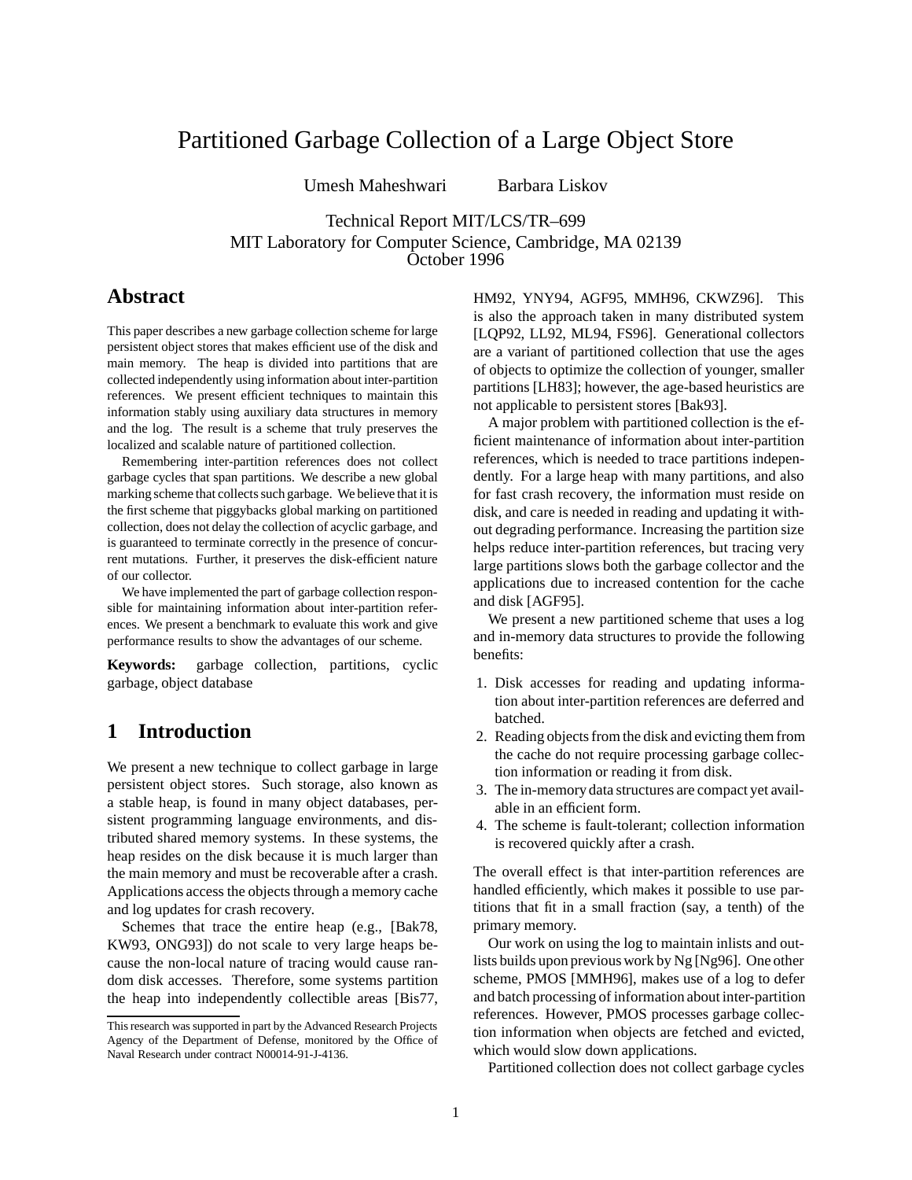# Partitioned Garbage Collection of a Large Object Store

Umesh Maheshwari Barbara Liskov

Technical Report MIT/LCS/TR–699
MIT Laboratory for Computer Science, Cambridge, MA 02139
October 1996

## Abstract

This paper describes a new garbage collection scheme for large persistent object stores that makes efficient use of the disk and main memory. The heap is divided into partitions that are collected independently using information about inter-partition references. We present efficient techniques to maintain this information stably using auxiliary data structures in memory and the log. The result is a scheme that truly preserves the localized and scalable nature of partitioned collection.

Remembering inter-partition references does not collect garbage cycles that span partitions. We describe a new global marking scheme that collects such garbage. We believe that it is the first scheme that piggybacks global marking on partitioned collection, does not delay the collection of acyclic garbage, and is guaranteed to terminate correctly in the presence of concurrent mutations. Further, it preserves the disk-efficient nature of our collector.

We have implemented the part of garbage collection responsible for maintaining information about inter-partition references. We present a benchmark to evaluate this work and give performance results to show the advantages of our scheme.

**Keywords:** garbage collection, partitions, cyclic garbage, object database

## 1 Introduction

We present a new technique to collect garbage in large persistent object stores. Such storage, also known as a stable heap, is found in many object databases, persistent programming language environments, and distributed shared memory systems. In these systems, the heap resides on the disk because it is much larger than the main memory and must be recoverable after a crash. Applications access the objects through a memory cache and log updates for crash recovery.

Schemes that trace the entire heap (e.g., [Bak78, KW93, ONG93]) do not scale to very large heaps because the non-local nature of tracing would cause random disk accesses. Therefore, some systems partition the heap into independently collectible areas [Bis77, HM92, YNY94, AGF95, MMH96, CKWZ96]. This is also the approach taken in many distributed system [LQP92, LL92, ML94, FS96]. Generational collectors are a variant of partitioned collection that use the ages of objects to optimize the collection of younger, smaller partitions [LH83]; however, the age-based heuristics are not applicable to persistent stores [Bak93].

A major problem with partitioned collection is the efficient maintenance of information about inter-partition references, which is needed to trace partitions independently. For a large heap with many partitions, and also for fast crash recovery, the information must reside on disk, and care is needed in reading and updating it without degrading performance. Increasing the partition size helps reduce inter-partition references, but tracing very large partitions slows both the garbage collector and the applications due to increased contention for the cache and disk [AGF95].

We present a new partitioned scheme that uses a log and in-memory data structures to provide the following benefits:

1. Disk accesses for reading and updating information about inter-partition references are deferred and batched.
2. Reading objects from the disk and evicting them from the cache do not require processing garbage collection information or reading it from disk.
3. The in-memory data structures are compact yet available in an efficient form.
4. The scheme is fault-tolerant; collection information is recovered quickly after a crash.

The overall effect is that inter-partition references are handled efficiently, which makes it possible to use partitions that fit in a small fraction (say, a tenth) of the primary memory.

Our work on using the log to maintain inlists and outlists builds upon previous work by Ng [Ng96]. One other scheme, PMOS [MMH96], makes use of a log to defer and batch processing of information about inter-partition references. However, PMOS processes garbage collection information when objects are fetched and evicted, which would slow down applications.

Partitioned collection does not collect garbage cycles

This research was supported in part by the Advanced Research Projects Agency of the Department of Defense, monitored by the Office of Naval Research under contract N00014-91-J-4136.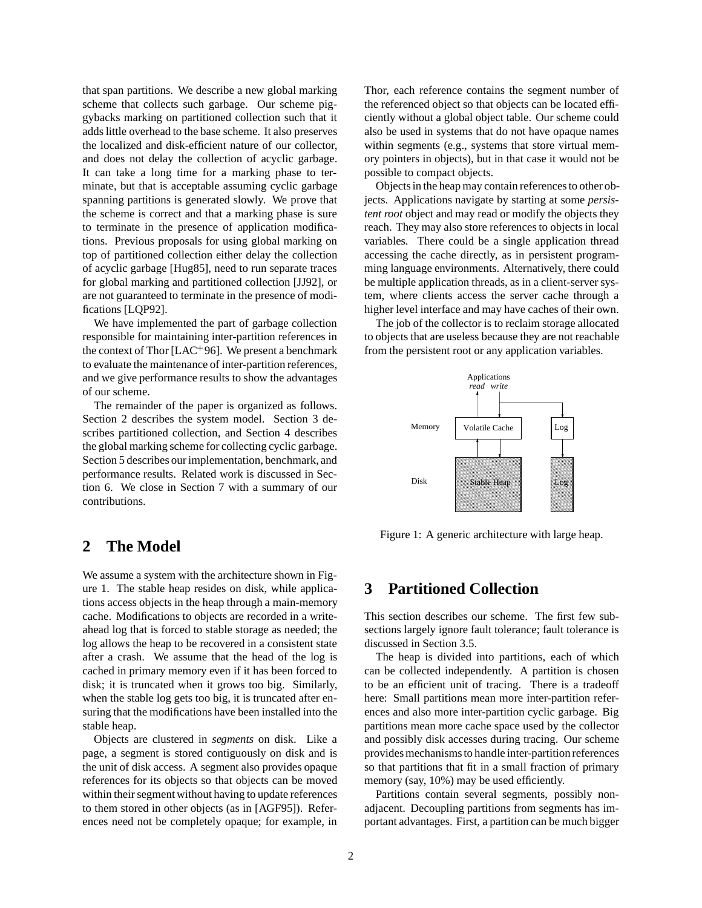that span partitions. We describe a new global marking scheme that collects such garbage. Our scheme piggybacks marking on partitioned collection such that it adds little overhead to the base scheme. It also preserves the localized and disk-efficient nature of our collector, and does not delay the collection of acyclic garbage. It can take a long time for a marking phase to terminate, but that is acceptable assuming cyclic garbage spanning partitions is generated slowly. We prove that the scheme is correct and that a marking phase is sure to terminate in the presence of application modifications. Previous proposals for using global marking on top of partitioned collection either delay the collection of acyclic garbage [Hug85], need to run separate traces for global marking and partitioned collection [JJ92], or are not guaranteed to terminate in the presence of modifications [LQP92].

We have implemented the part of garbage collection responsible for maintaining inter-partition references in the context of Thor [LAC+96]. We present a benchmark to evaluate the maintenance of inter-partition references, and we give performance results to show the advantages of our scheme.

The remainder of the paper is organized as follows. Section 2 describes the system model. Section 3 describes partitioned collection, and Section 4 describes the global marking scheme for collecting cyclic garbage. Section 5 describes our implementation, benchmark, and performance results. Related work is discussed in Section 6. We close in Section 7 with a summary of our contributions.

## 2 The Model

We assume a system with the architecture shown in Figure 1. The stable heap resides on disk, while applications access objects in the heap through a main-memory cache. Modifications to objects are recorded in a write-ahead log that is forced to stable storage as needed; the log allows the heap to be recovered in a consistent state after a crash. We assume that the head of the log is cached in primary memory even if it has been forced to disk; it is truncated when it grows too big. Similarly, when the stable log gets too big, it is truncated after ensuring that the modifications have been installed into the stable heap.

Objects are clustered in *segments* on disk. Like a page, a segment is stored contiguously on disk and is the unit of disk access. A segment also provides opaque references for its objects so that objects can be moved within their segment without having to update references to them stored in other objects (as in [AGF95]). References need not be completely opaque; for example, in Thor, each reference contains the segment number of the referenced object so that objects can be located efficiently without a global object table. Our scheme could also be used in systems that do not have opaque names within segments (e.g., systems that store virtual memory pointers in objects), but in that case it would not be possible to compact objects.

Objects in the heap may contain references to other objects. Applications navigate by starting at some *persistent root* object and may read or modify the objects they reach. They may also store references to objects in local variables. There could be a single application thread accessing the cache directly, as in persistent programming language environments. Alternatively, there could be multiple application threads, as in a client-server system, where clients access the server cache through a higher level interface and may have caches of their own.

The job of the collector is to reclaim storage allocated to objects that are useless because they are not reachable from the persistent root or any application variables.

Figure 1: A generic architecture with large heap.

## 3 Partitioned Collection

This section describes our scheme. The first few subsections largely ignore fault tolerance; fault tolerance is discussed in Section 3.5.

The heap is divided into partitions, each of which can be collected independently. A partition is chosen to be an efficient unit of tracing. There is a tradeoff here: Small partitions mean more inter-partition references and also more inter-partition cyclic garbage. Big partitions mean more cache space used by the collector and possibly disk accesses during tracing. Our scheme provides mechanisms to handle inter-partition references so that partitions that fit in a small fraction of primary memory (say, 10%) may be used efficiently.

Partitions contain several segments, possibly non-adjacent. Decoupling partitions from segments has important advantages. First, a partition can be much bigger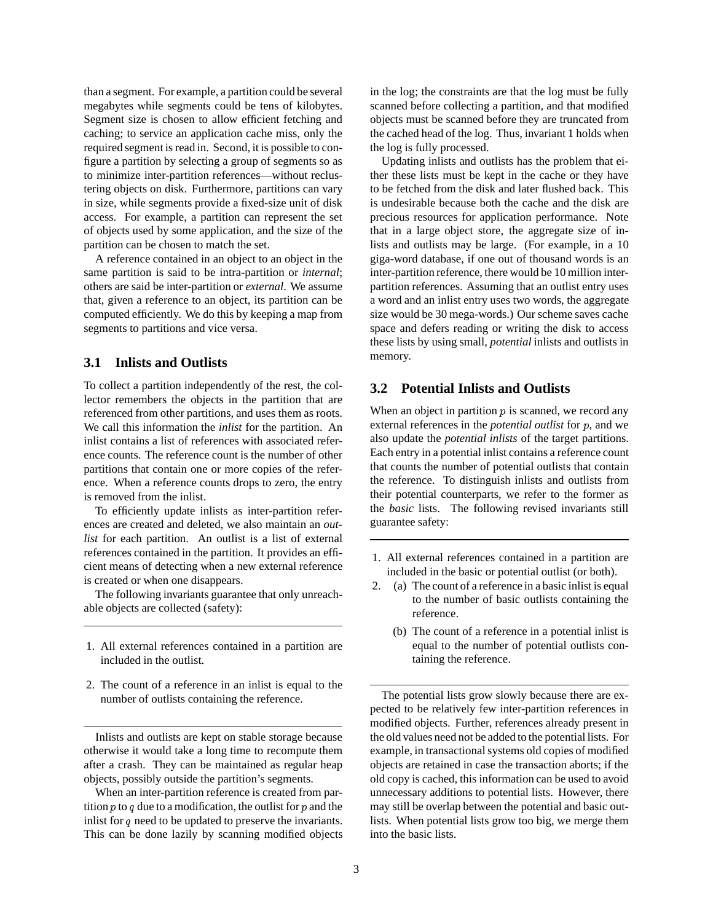than a segment. For example, a partition could be several megabytes while segments could be tens of kilobytes. Segment size is chosen to allow efficient fetching and caching; to service an application cache miss, only the required segment is read in. Second, it is possible to configure a partition by selecting a group of segments so as to minimize inter-partition references—without reclustering objects on disk. Furthermore, partitions can vary in size, while segments provide a fixed-size unit of disk access. For example, a partition can represent the set of objects used by some application, and the size of the partition can be chosen to match the set.

A reference contained in an object to an object in the same partition is said to be intra-partition or *internal*; others are said be inter-partition or *external*. We assume that, given a reference to an object, its partition can be computed efficiently. We do this by keeping a map from segments to partitions and vice versa.

### 3.1 Inlists and Outlists

To collect a partition independently of the rest, the collector remembers the objects in the partition that are referenced from other partitions, and uses them as roots. We call this information the *inlist* for the partition. An inlist contains a list of references with associated reference counts. The reference count is the number of other partitions that contain one or more copies of the reference. When a reference counts drops to zero, the entry is removed from the inlist.

To efficiently update inlists as inter-partition references are created and deleted, we also maintain an *outlist* for each partition. An outlist is a list of external references contained in the partition. It provides an efficient means of detecting when a new external reference is created or when one disappears.

The following invariants guarantee that only unreachable objects are collected (safety):

---

1. All external references contained in a partition are included in the outlist.
2. The count of a reference in an inlist is equal to the number of outlists containing the reference.

---

Inlists and outlists are kept on stable storage because otherwise it would take a long time to recompute them after a crash. They can be maintained as regular heap objects, possibly outside the partition's segments.

When an inter-partition reference is created from partition $p$ to $q$ due to a modification, the outlist for $p$ and the inlist for $q$ need to be updated to preserve the invariants. This can be done lazily by scanning modified objects in the log; the constraints are that the log must be fully scanned before collecting a partition, and that modified objects must be scanned before they are truncated from the cached head of the log. Thus, invariant 1 holds when the log is fully processed.

Updating inlists and outlists has the problem that either these lists must be kept in the cache or they have to be fetched from the disk and later flushed back. This is undesirable because both the cache and the disk are precious resources for application performance. Note that in a large object store, the aggregate size of inlists and outlists may be large. (For example, in a 10 giga-word database, if one out of thousand words is an inter-partition reference, there would be 10 million inter-partition references. Assuming that an outlist entry uses a word and an inlist entry uses two words, the aggregate size would be 30 mega-words.) Our scheme saves cache space and defers reading or writing the disk to access these lists by using small, *potential* inlists and outlists in memory.

### 3.2 Potential Inlists and Outlists

When an object in partition $p$ is scanned, we record any external references in the *potential outlist* for $p$, and we also update the *potential inlists* of the target partitions. Each entry in a potential inlist contains a reference count that counts the number of potential outlists that contain the reference. To distinguish inlists and outlists from their potential counterparts, we refer to the former as the *basic* lists. The following revised invariants still guarantee safety:

---

1. All external references contained in a partition are included in the basic or potential outlist (or both).
2. (a) The count of a reference in a basic inlist is equal to the number of basic outlists containing the reference.

   (b) The count of a reference in a potential inlist is equal to the number of potential outlists containing the reference.

---

The potential lists grow slowly because there are expected to be relatively few inter-partition references in modified objects. Further, references already present in the old values need not be added to the potential lists. For example, in transactional systems old copies of modified objects are retained in case the transaction aborts; if the old copy is cached, this information can be used to avoid unnecessary additions to potential lists. However, there may still be overlap between the potential and basic outlists. When potential lists grow too big, we merge them into the basic lists.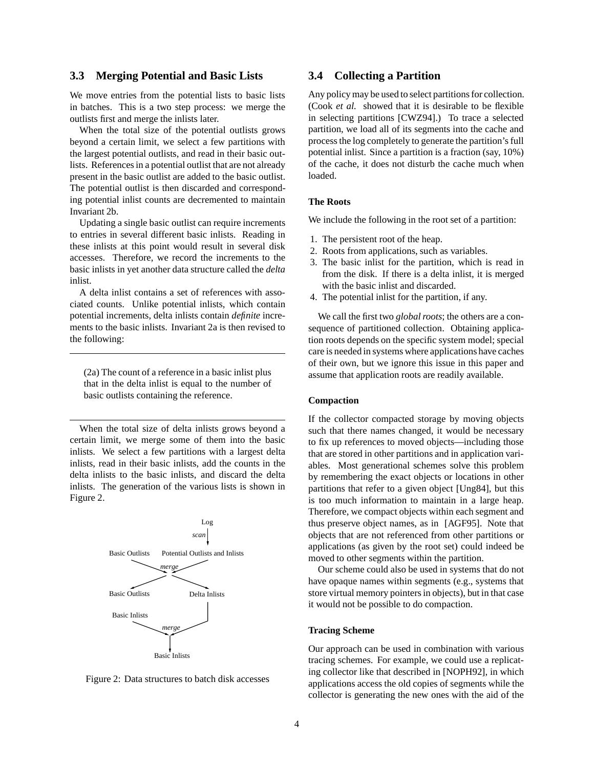### 3.3 Merging Potential and Basic Lists

We move entries from the potential lists to basic lists in batches. This is a two step process: we merge the outlists first and merge the inlists later.

When the total size of the potential outlists grows beyond a certain limit, we select a few partitions with the largest potential outlists, and read in their basic outlists. References in a potential outlist that are not already present in the basic outlist are added to the basic outlist. The potential outlist is then discarded and corresponding potential inlist counts are decremented to maintain Invariant 2b.

Updating a single basic outlist can require increments to entries in several different basic inlists. Reading in these inlists at this point would result in several disk accesses. Therefore, we record the increments to the basic inlists in yet another data structure called the *delta* inlist.

A delta inlist contains a set of references with associated counts. Unlike potential inlists, which contain potential increments, delta inlists contain *definite* increments to the basic inlists. Invariant 2a is then revised to the following:

---

(2a) The count of a reference in a basic inlist plus that in the delta inlist is equal to the number of basic outlists containing the reference.

---

When the total size of delta inlists grows beyond a certain limit, we merge some of them into the basic inlists. We select a few partitions with a largest delta inlists, read in their basic inlists, add the counts in the delta inlists to the basic inlists, and discard the delta inlists. The generation of the various lists is shown in Figure 2.

Figure 2: Data structures to batch disk accesses

### 3.4 Collecting a Partition

Any policy may be used to select partitions for collection. (Cook *et al.* showed that it is desirable to be flexible in selecting partitions [CWZ94].) To trace a selected partition, we load all of its segments into the cache and process the log completely to generate the partition's full potential inlist. Since a partition is a fraction (say, 10%) of the cache, it does not disturb the cache much when loaded.

#### The Roots

We include the following in the root set of a partition:

1. The persistent root of the heap.
2. Roots from applications, such as variables.
3. The basic inlist for the partition, which is read in from the disk. If there is a delta inlist, it is merged with the basic inlist and discarded.
4. The potential inlist for the partition, if any.

We call the first two *global roots*; the others are a consequence of partitioned collection. Obtaining application roots depends on the specific system model; special care is needed in systems where applications have caches of their own, but we ignore this issue in this paper and assume that application roots are readily available.

#### Compaction

If the collector compacted storage by moving objects such that there names changed, it would be necessary to fix up references to moved objects—including those that are stored in other partitions and in application variables. Most generational schemes solve this problem by remembering the exact objects or locations in other partitions that refer to a given object [Ung84], but this is too much information to maintain in a large heap. Therefore, we compact objects within each segment and thus preserve object names, as in [AGF95]. Note that objects that are not referenced from other partitions or applications (as given by the root set) could indeed be moved to other segments within the partition.

Our scheme could also be used in systems that do not have opaque names within segments (e.g., systems that store virtual memory pointers in objects), but in that case it would not be possible to do compaction.

#### Tracing Scheme

Our approach can be used in combination with various tracing schemes. For example, we could use a replicating collector like that described in [NOPH92], in which applications access the old copies of segments while the collector is generating the new ones with the aid of the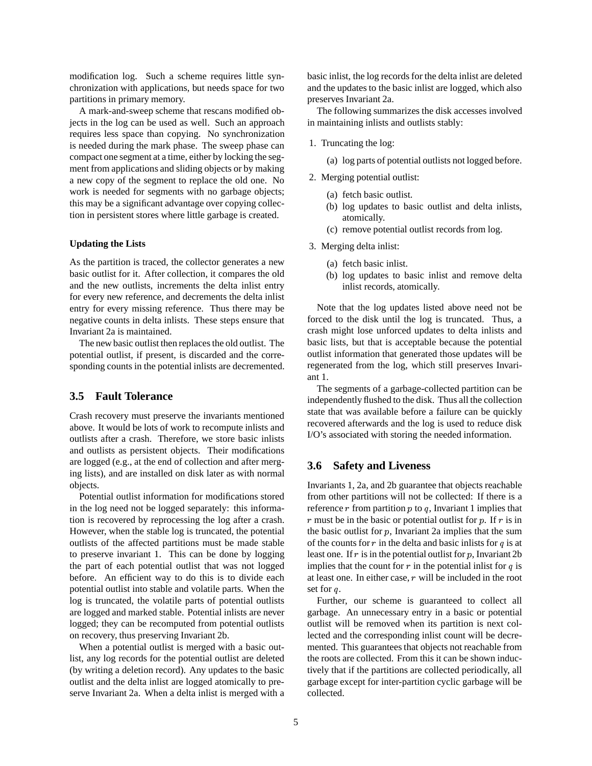modification log. Such a scheme requires little synchronization with applications, but needs space for two partitions in primary memory.

A mark-and-sweep scheme that rescans modified objects in the log can be used as well. Such an approach requires less space than copying. No synchronization is needed during the mark phase. The sweep phase can compact one segment at a time, either by locking the segment from applications and sliding objects or by making a new copy of the segment to replace the old one. No work is needed for segments with no garbage objects; this may be a significant advantage over copying collection in persistent stores where little garbage is created.

#### Updating the Lists

As the partition is traced, the collector generates a new basic outlist for it. After collection, it compares the old and the new outlists, increments the delta inlist entry for every new reference, and decrements the delta inlist entry for every missing reference. Thus there may be negative counts in delta inlists. These steps ensure that Invariant 2a is maintained.

The new basic outlist then replaces the old outlist. The potential outlist, if present, is discarded and the corresponding counts in the potential inlists are decremented.

## 3.5 Fault Tolerance

Crash recovery must preserve the invariants mentioned above. It would be lots of work to recompute inlists and outlists after a crash. Therefore, we store basic inlists and outlists as persistent objects. Their modifications are logged (e.g., at the end of collection and after merging lists), and are installed on disk later as with normal objects.

Potential outlist information for modifications stored in the log need not be logged separately: this information is recovered by reprocessing the log after a crash. However, when the stable log is truncated, the potential outlists of the affected partitions must be made stable to preserve invariant 1. This can be done by logging the part of each potential outlist that was not logged before. An efficient way to do this is to divide each potential outlist into stable and volatile parts. When the log is truncated, the volatile parts of potential outlists are logged and marked stable. Potential inlists are never logged; they can be recomputed from potential outlists on recovery, thus preserving Invariant 2b.

When a potential outlist is merged with a basic outlist, any log records for the potential outlist are deleted (by writing a deletion record). Any updates to the basic outlist and the delta inlist are logged atomically to preserve Invariant 2a. When a delta inlist is merged with a basic inlist, the log records for the delta inlist are deleted and the updates to the basic inlist are logged, which also preserves Invariant 2a.

The following summarizes the disk accesses involved in maintaining inlists and outlists stably:

1. Truncating the log:
   (a) log parts of potential outlists not logged before.
2. Merging potential outlist:
   (a) fetch basic outlist.
   (b) log updates to basic outlist and delta inlists, atomically.
   (c) remove potential outlist records from log.
3. Merging delta inlist:
   (a) fetch basic inlist.
   (b) log updates to basic inlist and remove delta inlist records, atomically.

Note that the log updates listed above need not be forced to the disk until the log is truncated. Thus, a crash might lose unforced updates to delta inlists and basic lists, but that is acceptable because the potential outlist information that generated those updates will be regenerated from the log, which still preserves Invariant 1.

The segments of a garbage-collected partition can be independently flushed to the disk. Thus all the collection state that was available before a failure can be quickly recovered afterwards and the log is used to reduce disk I/O's associated with storing the needed information.

## 3.6 Safety and Liveness

Invariants 1, 2a, and 2b guarantee that objects reachable from other partitions will not be collected: If there is a reference $r$ from partition $p$ to $q$, Invariant 1 implies that $r$ must be in the basic or potential outlist for $p$. If $r$ is in the basic outlist for $p$, Invariant 2a implies that the sum of the counts for $r$ in the delta and basic inlists for $q$ is at least one. If $r$ is in the potential outlist for $p$, Invariant 2b implies that the count for $r$ in the potential inlist for $q$ is at least one. In either case, $r$ will be included in the root set for $q$.

Further, our scheme is guaranteed to collect all garbage. An unnecessary entry in a basic or potential outlist will be removed when its partition is next collected and the corresponding inlist count will be decremented. This guarantees that objects not reachable from the roots are collected. From this it can be shown inductively that if the partitions are collected periodically, all garbage except for inter-partition cyclic garbage will be collected.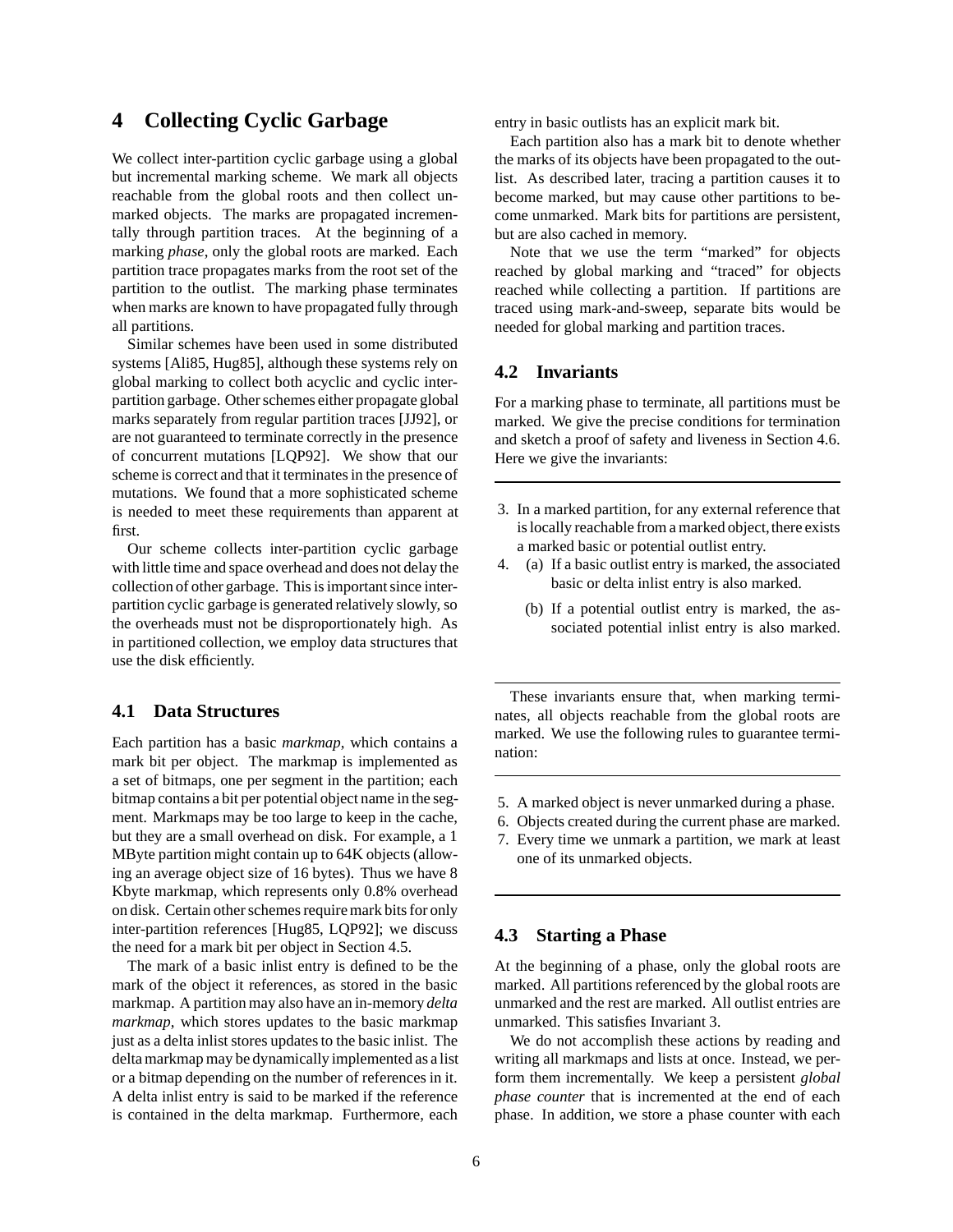# 4 Collecting Cyclic Garbage

We collect inter-partition cyclic garbage using a global but incremental marking scheme. We mark all objects reachable from the global roots and then collect unmarked objects. The marks are propagated incrementally through partition traces. At the beginning of a marking *phase*, only the global roots are marked. Each partition trace propagates marks from the root set of the partition to the outlist. The marking phase terminates when marks are known to have propagated fully through all partitions.

Similar schemes have been used in some distributed systems [Ali85, Hug85], although these systems rely on global marking to collect both acyclic and cyclic inter-partition garbage. Other schemes either propagate global marks separately from regular partition traces [JJ92], or are not guaranteed to terminate correctly in the presence of concurrent mutations [LQP92]. We show that our scheme is correct and that it terminates in the presence of mutations. We found that a more sophisticated scheme is needed to meet these requirements than apparent at first.

Our scheme collects inter-partition cyclic garbage with little time and space overhead and does not delay the collection of other garbage. This is important since inter-partition cyclic garbage is generated relatively slowly, so the overheads must not be disproportionately high. As in partitioned collection, we employ data structures that use the disk efficiently.

## 4.1 Data Structures

Each partition has a basic *markmap*, which contains a mark bit per object. The markmap is implemented as a set of bitmaps, one per segment in the partition; each bitmap contains a bit per potential object name in the segment. Markmaps may be too large to keep in the cache, but they are a small overhead on disk. For example, a 1 MByte partition might contain up to 64K objects (allowing an average object size of 16 bytes). Thus we have 8 Kbyte markmap, which represents only 0.8% overhead on disk. Certain other schemes require mark bits for only inter-partition references [Hug85, LQP92]; we discuss the need for a mark bit per object in Section 4.5.

The mark of a basic inlist entry is defined to be the mark of the object it references, as stored in the basic markmap. A partition may also have an in-memory *delta markmap*, which stores updates to the basic markmap just as a delta inlist stores updates to the basic inlist. The delta markmap may be dynamically implemented as a list or a bitmap depending on the number of references in it. A delta inlist entry is said to be marked if the reference is contained in the delta markmap. Furthermore, each entry in basic outlists has an explicit mark bit.

Each partition also has a mark bit to denote whether the marks of its objects have been propagated to the outlist. As described later, tracing a partition causes it to become marked, but may cause other partitions to become unmarked. Mark bits for partitions are persistent, but are also cached in memory.

Note that we use the term "marked" for objects reached by global marking and "traced" for objects reached while collecting a partition. If partitions are traced using mark-and-sweep, separate bits would be needed for global marking and partition traces.

## 4.2 Invariants

For a marking phase to terminate, all partitions must be marked. We give the precise conditions for termination and sketch a proof of safety and liveness in Section 4.6. Here we give the invariants:

---

3. In a marked partition, for any external reference that is locally reachable from a marked object, there exists a marked basic or potential outlist entry.
4. (a) If a basic outlist entry is marked, the associated basic or delta inlist entry is also marked.

   (b) If a potential outlist entry is marked, the associated potential inlist entry is also marked.

---

These invariants ensure that, when marking terminates, all objects reachable from the global roots are marked. We use the following rules to guarantee termination:

---

5. A marked object is never unmarked during a phase.
6. Objects created during the current phase are marked.
7. Every time we unmark a partition, we mark at least one of its unmarked objects.

---

## 4.3 Starting a Phase

At the beginning of a phase, only the global roots are marked. All partitions referenced by the global roots are unmarked and the rest are marked. All outlist entries are unmarked. This satisfies Invariant 3.

We do not accomplish these actions by reading and writing all markmaps and lists at once. Instead, we perform them incrementally. We keep a persistent *global phase counter* that is incremented at the end of each phase. In addition, we store a phase counter with each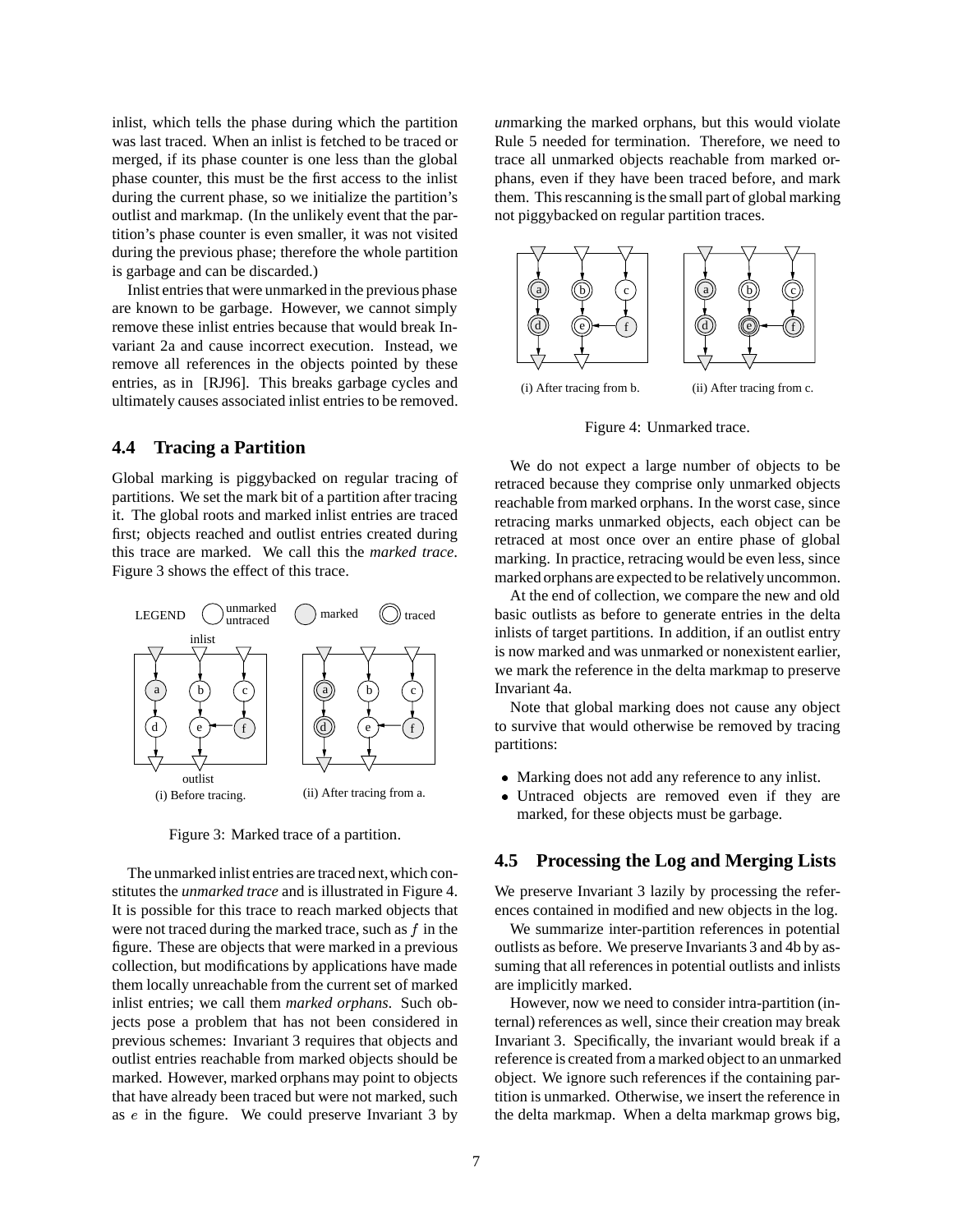inlist, which tells the phase during which the partition was last traced. When an inlist is fetched to be traced or merged, if its phase counter is one less than the global phase counter, this must be the first access to the inlist during the current phase, so we initialize the partition's outlist and markmap. (In the unlikely event that the partition's phase counter is even smaller, it was not visited during the previous phase; therefore the whole partition is garbage and can be discarded.)

Inlist entries that were unmarked in the previous phase are known to be garbage. However, we cannot simply remove these inlist entries because that would break Invariant 2a and cause incorrect execution. Instead, we remove all references in the objects pointed by these entries, as in [RJ96]. This breaks garbage cycles and ultimately causes associated inlist entries to be removed.

## 4.4 Tracing a Partition

Global marking is piggybacked on regular tracing of partitions. We set the mark bit of a partition after tracing it. The global roots and marked inlist entries are traced first; objects reached and outlist entries created during this trace are marked. We call this the *marked trace*. Figure 3 shows the effect of this trace.

(i) Before tracing. (ii) After tracing from a.

Figure 3: Marked trace of a partition.

The unmarked inlist entries are traced next, which constitutes the *unmarked trace* and is illustrated in Figure 4. It is possible for this trace to reach marked objects that were not traced during the marked trace, such as $f$ in the figure. These are objects that were marked in a previous collection, but modifications by applications have made them locally unreachable from the current set of marked inlist entries; we call them *marked orphans*. Such objects pose a problem that has not been considered in previous schemes: Invariant 3 requires that objects and outlist entries reachable from marked objects should be marked. However, marked orphans may point to objects that have already been traced but were not marked, such as $e$ in the figure. We could preserve Invariant 3 by *un*marking the marked orphans, but this would violate Rule 5 needed for termination. Therefore, we need to trace all unmarked objects reachable from marked orphans, even if they have been traced before, and mark them. This rescanning is the small part of global marking not piggybacked on regular partition traces.

(i) After tracing from b. (ii) After tracing from c.

Figure 4: Unmarked trace.

We do not expect a large number of objects to be retraced because they comprise only unmarked objects reachable from marked orphans. In the worst case, since retracing marks unmarked objects, each object can be retraced at most once over an entire phase of global marking. In practice, retracing would be even less, since marked orphans are expected to be relatively uncommon.

At the end of collection, we compare the new and old basic outlists as before to generate entries in the delta inlists of target partitions. In addition, if an outlist entry is now marked and was unmarked or nonexistent earlier, we mark the reference in the delta markmap to preserve Invariant 4a.

Note that global marking does not cause any object to survive that would otherwise be removed by tracing partitions:

- Marking does not add any reference to any inlist.
- Untraced objects are removed even if they are marked, for these objects must be garbage.

## 4.5 Processing the Log and Merging Lists

We preserve Invariant 3 lazily by processing the references contained in modified and new objects in the log.

We summarize inter-partition references in potential outlists as before. We preserve Invariants 3 and 4b by assuming that all references in potential outlists and inlists are implicitly marked.

However, now we need to consider intra-partition (internal) references as well, since their creation may break Invariant 3. Specifically, the invariant would break if a reference is created from a marked object to an unmarked object. We ignore such references if the containing partition is unmarked. Otherwise, we insert the reference in the delta markmap. When a delta markmap grows big,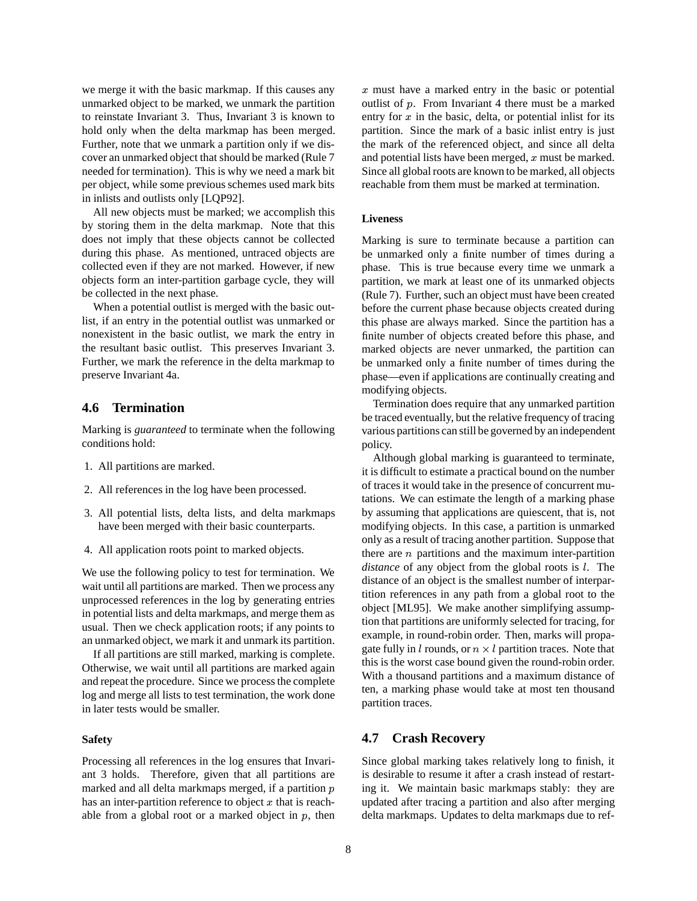we merge it with the basic markmap. If this causes any unmarked object to be marked, we unmark the partition to reinstate Invariant 3. Thus, Invariant 3 is known to hold only when the delta markmap has been merged. Further, note that we unmark a partition only if we discover an unmarked object that should be marked (Rule 7 needed for termination). This is why we need a mark bit per object, while some previous schemes used mark bits in inlists and outlists only [LQP92].

All new objects must be marked; we accomplish this by storing them in the delta markmap. Note that this does not imply that these objects cannot be collected during this phase. As mentioned, untraced objects are collected even if they are not marked. However, if new objects form an inter-partition garbage cycle, they will be collected in the next phase.

When a potential outlist is merged with the basic outlist, if an entry in the potential outlist was unmarked or nonexistent in the basic outlist, we mark the entry in the resultant basic outlist. This preserves Invariant 3. Further, we mark the reference in the delta markmap to preserve Invariant 4a.

## 4.6 Termination

Marking is *guaranteed* to terminate when the following conditions hold:

1. All partitions are marked.
2. All references in the log have been processed.
3. All potential lists, delta lists, and delta markmaps have been merged with their basic counterparts.
4. All application roots point to marked objects.

We use the following policy to test for termination. We wait until all partitions are marked. Then we process any unprocessed references in the log by generating entries in potential lists and delta markmaps, and merge them as usual. Then we check application roots; if any points to an unmarked object, we mark it and unmark its partition.

If all partitions are still marked, marking is complete. Otherwise, we wait until all partitions are marked again and repeat the procedure. Since we process the complete log and merge all lists to test termination, the work done in later tests would be smaller.

#### Safety

Processing all references in the log ensures that Invariant 3 holds. Therefore, given that all partitions are marked and all delta markmaps merged, if a partition $p$ has an inter-partition reference to object $x$ that is reachable from a global root or a marked object in $p$, then $x$ must have a marked entry in the basic or potential outlist of $p$. From Invariant 4 there must be a marked entry for $x$ in the basic, delta, or potential inlist for its partition. Since the mark of a basic inlist entry is just the mark of the referenced object, and since all delta and potential lists have been merged, $x$ must be marked. Since all global roots are known to be marked, all objects reachable from them must be marked at termination.

#### Liveness

Marking is sure to terminate because a partition can be unmarked only a finite number of times during a phase. This is true because every time we unmark a partition, we mark at least one of its unmarked objects (Rule 7). Further, such an object must have been created before the current phase because objects created during this phase are always marked. Since the partition has a finite number of objects created before this phase, and marked objects are never unmarked, the partition can be unmarked only a finite number of times during the phase—even if applications are continually creating and modifying objects.

Termination does require that any unmarked partition be traced eventually, but the relative frequency of tracing various partitions can still be governed by an independent policy.

Although global marking is guaranteed to terminate, it is difficult to estimate a practical bound on the number of traces it would take in the presence of concurrent mutations. We can estimate the length of a marking phase by assuming that applications are quiescent, that is, not modifying objects. In this case, a partition is unmarked only as a result of tracing another partition. Suppose that there are $n$ partitions and the maximum inter-partition *distance* of any object from the global roots is $l$. The distance of an object is the smallest number of interpartition references in any path from a global root to the object [ML95]. We make another simplifying assumption that partitions are uniformly selected for tracing, for example, in round-robin order. Then, marks will propagate fully in $l$ rounds, or $n \times l$ partition traces. Note that this is the worst case bound given the round-robin order. With a thousand partitions and a maximum distance of ten, a marking phase would take at most ten thousand partition traces.

## 4.7 Crash Recovery

Since global marking takes relatively long to finish, it is desirable to resume it after a crash instead of restarting it. We maintain basic markmaps stably: they are updated after tracing a partition and also after merging delta markmaps. Updates to delta markmaps due to ref-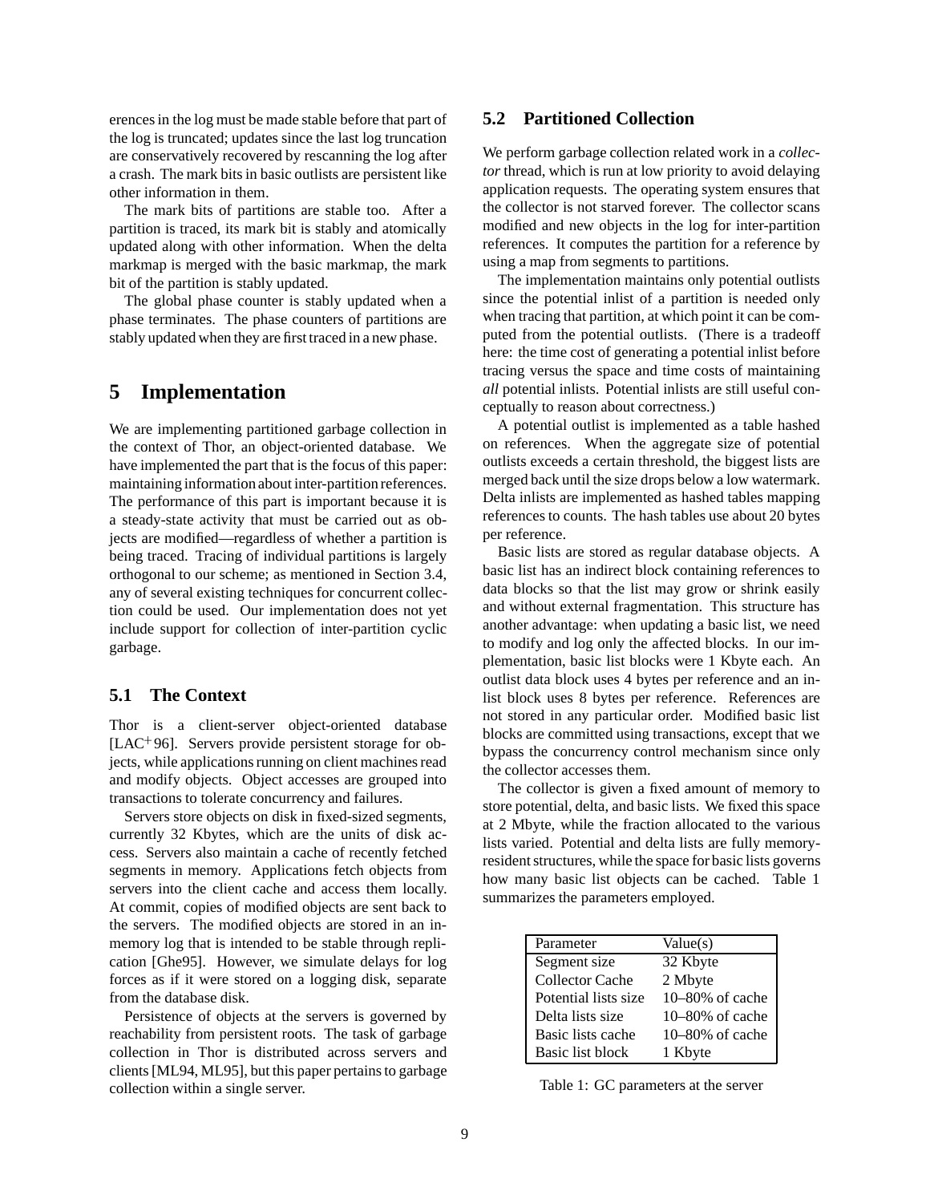erences in the log must be made stable before that part of the log is truncated; updates since the last log truncation are conservatively recovered by rescanning the log after a crash. The mark bits in basic outlists are persistent like other information in them.

The mark bits of partitions are stable too. After a partition is traced, its mark bit is stably and atomically updated along with other information. When the delta markmap is merged with the basic markmap, the mark bit of the partition is stably updated.

The global phase counter is stably updated when a phase terminates. The phase counters of partitions are stably updated when they are first traced in a new phase.

# 5 Implementation

We are implementing partitioned garbage collection in the context of Thor, an object-oriented database. We have implemented the part that is the focus of this paper: maintaining information about inter-partition references. The performance of this part is important because it is a steady-state activity that must be carried out as objects are modified—regardless of whether a partition is being traced. Tracing of individual partitions is largely orthogonal to our scheme; as mentioned in Section 3.4, any of several existing techniques for concurrent collection could be used. Our implementation does not yet include support for collection of inter-partition cyclic garbage.

## 5.1 The Context

Thor is a client-server object-oriented database [LAC+96]. Servers provide persistent storage for objects, while applications running on client machines read and modify objects. Object accesses are grouped into transactions to tolerate concurrency and failures.

Servers store objects on disk in fixed-sized segments, currently 32 Kbytes, which are the units of disk access. Servers also maintain a cache of recently fetched segments in memory. Applications fetch objects from servers into the client cache and access them locally. At commit, copies of modified objects are sent back to the servers. The modified objects are stored in an in-memory log that is intended to be stable through replication [Ghe95]. However, we simulate delays for log forces as if it were stored on a logging disk, separate from the database disk.

Persistence of objects at the servers is governed by reachability from persistent roots. The task of garbage collection in Thor is distributed across servers and clients [ML94, ML95], but this paper pertains to garbage collection within a single server.

## 5.2 Partitioned Collection

We perform garbage collection related work in a *collector* thread, which is run at low priority to avoid delaying application requests. The operating system ensures that the collector is not starved forever. The collector scans modified and new objects in the log for inter-partition references. It computes the partition for a reference by using a map from segments to partitions.

The implementation maintains only potential outlists since the potential inlist of a partition is needed only when tracing that partition, at which point it can be computed from the potential outlists. (There is a tradeoff here: the time cost of generating a potential inlist before tracing versus the space and time costs of maintaining *all* potential inlists. Potential inlists are still useful conceptually to reason about correctness.)

A potential outlist is implemented as a table hashed on references. When the aggregate size of potential outlists exceeds a certain threshold, the biggest lists are merged back until the size drops below a low watermark. Delta inlists are implemented as hashed tables mapping references to counts. The hash tables use about 20 bytes per reference.

Basic lists are stored as regular database objects. A basic list has an indirect block containing references to data blocks so that the list may grow or shrink easily and without external fragmentation. This structure has another advantage: when updating a basic list, we need to modify and log only the affected blocks. In our implementation, basic list blocks were 1 Kbyte each. An outlist data block uses 4 bytes per reference and an inlist block uses 8 bytes per reference. References are not stored in any particular order. Modified basic list blocks are committed using transactions, except that we bypass the concurrency control mechanism since only the collector accesses them.

The collector is given a fixed amount of memory to store potential, delta, and basic lists. We fixed this space at 2 Mbyte, while the fraction allocated to the various lists varied. Potential and delta lists are fully memory-resident structures, while the space for basic lists governs how many basic list objects can be cached. Table 1 summarizes the parameters employed.

| Parameter | Value(s) |
|---|---|
| Segment size | 32 Kbyte |
| Collector Cache | 2 Mbyte |
| Potential lists size | 10–80% of cache |
| Delta lists size | 10–80% of cache |
| Basic lists cache | 10–80% of cache |
| Basic list block | 1 Kbyte |

Table 1: GC parameters at the server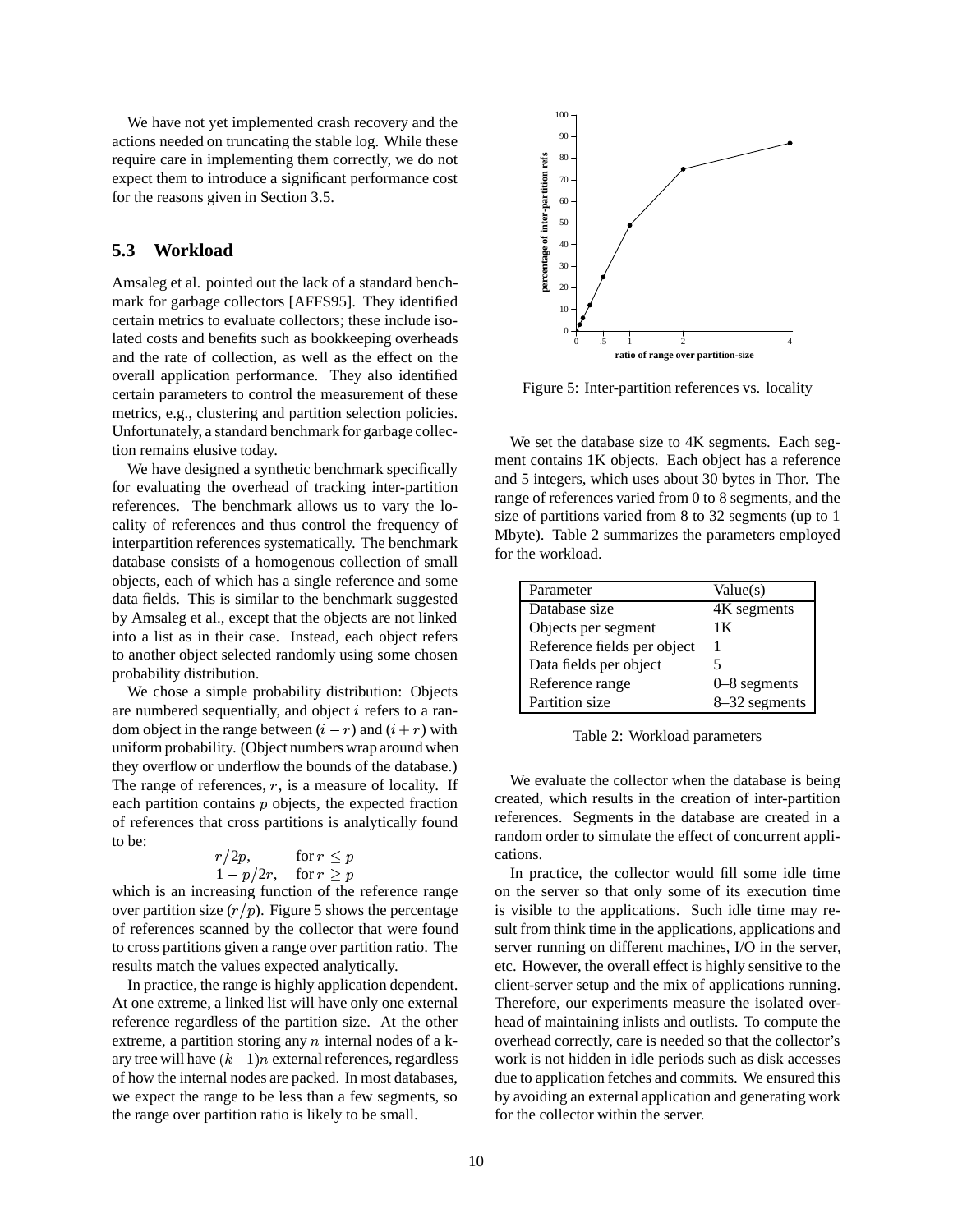We have not yet implemented crash recovery and the actions needed on truncating the stable log. While these require care in implementing them correctly, we do not expect them to introduce a significant performance cost for the reasons given in Section 3.5.

## 5.3 Workload

Amsaleg et al. pointed out the lack of a standard benchmark for garbage collectors [AFFS95]. They identified certain metrics to evaluate collectors; these include isolated costs and benefits such as bookkeeping overheads and the rate of collection, as well as the effect on the overall application performance. They also identified certain parameters to control the measurement of these metrics, e.g., clustering and partition selection policies. Unfortunately, a standard benchmark for garbage collection remains elusive today.

We have designed a synthetic benchmark specifically for evaluating the overhead of tracking inter-partition references. The benchmark allows us to vary the locality of references and thus control the frequency of interpartition references systematically. The benchmark database consists of a homogenous collection of small objects, each of which has a single reference and some data fields. This is similar to the benchmark suggested by Amsaleg et al., except that the objects are not linked into a list as in their case. Instead, each object refers to another object selected randomly using some chosen probability distribution.

We chose a simple probability distribution: Objects are numbered sequentially, and object $i$ refers to a random object in the range between $(i-r)$ and $(i+r)$ with uniform probability. (Object numbers wrap around when they overflow or underflow the bounds of the database.) The range of references, $r$, is a measure of locality. If each partition contains $p$ objects, the expected fraction of references that cross partitions is analytically found to be:

$$
\begin{array}{ll}
r/2p, & \text{for } r \leq p \\
1 - p/2r, & \text{for } r \geq p
\end{array}
$$

which is an increasing function of the reference range over partition size ($r/p$). Figure 5 shows the percentage of references scanned by the collector that were found to cross partitions given a range over partition ratio. The results match the values expected analytically.

In practice, the range is highly application dependent. At one extreme, a linked list will have only one external reference regardless of the partition size. At the other extreme, a partition storing any $n$ internal nodes of a k-ary tree will have $(k-1)n$ external references, regardless of how the internal nodes are packed. In most databases, we expect the range to be less than a few segments, so the range over partition ratio is likely to be small.

Figure 5: Inter-partition references vs. locality

We set the database size to 4K segments. Each segment contains 1K objects. Each object has a reference and 5 integers, which uses about 30 bytes in Thor. The range of references varied from 0 to 8 segments, and the size of partitions varied from 8 to 32 segments (up to 1 Mbyte). Table 2 summarizes the parameters employed for the workload.

| Parameter | Value(s) |
|---|---|
| Database size | 4K segments |
| Objects per segment | 1K |
| Reference fields per object | 1 |
| Data fields per object | 5 |
| Reference range | 0–8 segments |
| Partition size | 8–32 segments |

Table 2: Workload parameters

We evaluate the collector when the database is being created, which results in the creation of inter-partition references. Segments in the database are created in a random order to simulate the effect of concurrent applications.

In practice, the collector would fill some idle time on the server so that only some of its execution time is visible to the applications. Such idle time may result from think time in the applications, applications and server running on different machines, I/O in the server, etc. However, the overall effect is highly sensitive to the client-server setup and the mix of applications running. Therefore, our experiments measure the isolated overhead of maintaining inlists and outlists. To compute the overhead correctly, care is needed so that the collector's work is not hidden in idle periods such as disk accesses due to application fetches and commits. We ensured this by avoiding an external application and generating work for the collector within the server.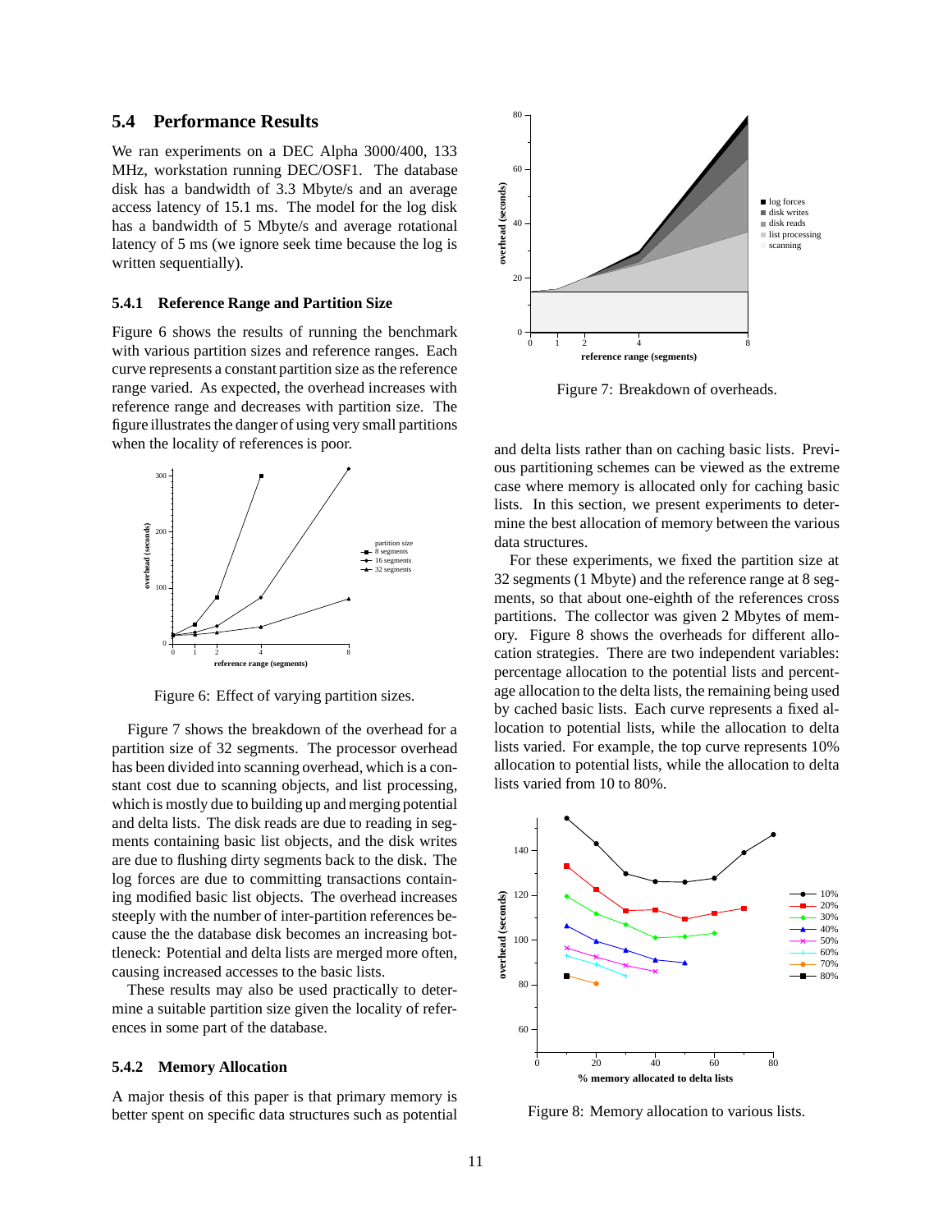## 5.4 Performance Results

We ran experiments on a DEC Alpha 3000/400, 133 MHz, workstation running DEC/OSF1. The database disk has a bandwidth of 3.3 Mbyte/s and an average access latency of 15.1 ms. The model for the log disk has a bandwidth of 5 Mbyte/s and average rotational latency of 5 ms (we ignore seek time because the log is written sequentially).

### 5.4.1 Reference Range and Partition Size

Figure 6 shows the results of running the benchmark with various partition sizes and reference ranges. Each curve represents a constant partition size as the reference range varied. As expected, the overhead increases with reference range and decreases with partition size. The figure illustrates the danger of using very small partitions when the locality of references is poor.

Figure 6: Effect of varying partition sizes.

Figure 7 shows the breakdown of the overhead for a partition size of 32 segments. The processor overhead has been divided into scanning overhead, which is a constant cost due to scanning objects, and list processing, which is mostly due to building up and merging potential and delta lists. The disk reads are due to reading in segments containing basic list objects, and the disk writes are due to flushing dirty segments back to the disk. The log forces are due to committing transactions containing modified basic list objects. The overhead increases steeply with the number of inter-partition references because the the database disk becomes an increasing bottleneck: Potential and delta lists are merged more often, causing increased accesses to the basic lists.

These results may also be used practically to determine a suitable partition size given the locality of references in some part of the database.

Figure 7: Breakdown of overheads.

### 5.4.2 Memory Allocation

A major thesis of this paper is that primary memory is better spent on specific data structures such as potential and delta lists rather than on caching basic lists. Previous partitioning schemes can be viewed as the extreme case where memory is allocated only for caching basic lists. In this section, we present experiments to determine the best allocation of memory between the various data structures.

For these experiments, we fixed the partition size at 32 segments (1 Mbyte) and the reference range at 8 segments, so that about one-eighth of the references cross partitions. The collector was given 2 Mbytes of memory. Figure 8 shows the overheads for different allocation strategies. There are two independent variables: percentage allocation to the potential lists and percentage allocation to the delta lists, the remaining being used by cached basic lists. Each curve represents a fixed allocation to potential lists, while the allocation to delta lists varied. For example, the top curve represents 10% allocation to potential lists, while the allocation to delta lists varied from 10 to 80%.

Figure 8: Memory allocation to various lists.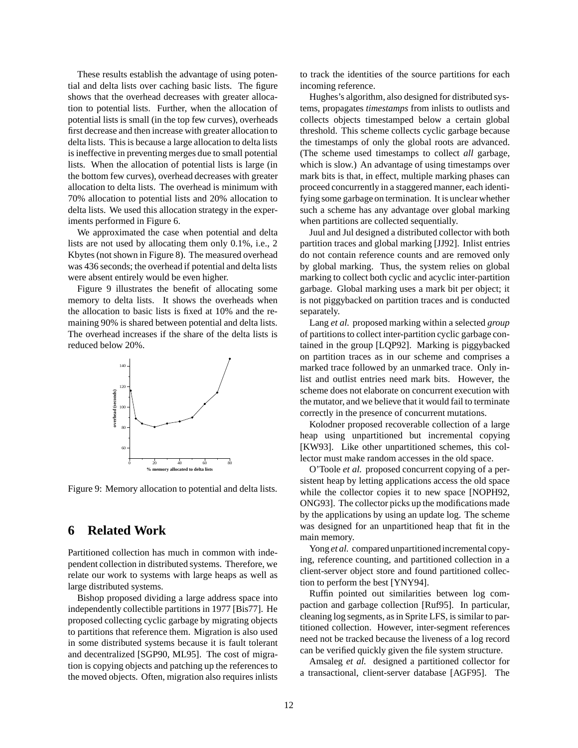These results establish the advantage of using potential and delta lists over caching basic lists. The figure shows that the overhead decreases with greater allocation to potential lists. Further, when the allocation of potential lists is small (in the top few curves), overheads first decrease and then increase with greater allocation to delta lists. This is because a large allocation to delta lists is ineffective in preventing merges due to small potential lists. When the allocation of potential lists is large (in the bottom few curves), overhead decreases with greater allocation to delta lists. The overhead is minimum with 70% allocation to potential lists and 20% allocation to delta lists. We used this allocation strategy in the experiments performed in Figure 6.

We approximated the case when potential and delta lists are not used by allocating them only 0.1%, i.e., 2 Kbytes (not shown in Figure 8). The measured overhead was 436 seconds; the overhead if potential and delta lists were absent entirely would be even higher.

Figure 9 illustrates the benefit of allocating some memory to delta lists. It shows the overheads when the allocation to basic lists is fixed at 10% and the remaining 90% is shared between potential and delta lists. The overhead increases if the share of the delta lists is reduced below 20%.

Figure 9: Memory allocation to potential and delta lists.

# 6 Related Work

Partitioned collection has much in common with independent collection in distributed systems. Therefore, we relate our work to systems with large heaps as well as large distributed systems.

Bishop proposed dividing a large address space into independently collectible partitions in 1977 [Bis77]. He proposed collecting cyclic garbage by migrating objects to partitions that reference them. Migration is also used in some distributed systems because it is fault tolerant and decentralized [SGP90, ML95]. The cost of migration is copying objects and patching up the references to the moved objects. Often, migration also requires inlists to track the identities of the source partitions for each incoming reference.

Hughes's algorithm, also designed for distributed systems, propagates *timestamps* from inlists to outlists and collects objects timestamped below a certain global threshold. This scheme collects cyclic garbage because the timestamps of only the global roots are advanced. (The scheme used timestamps to collect *all* garbage, which is slow.) An advantage of using timestamps over mark bits is that, in effect, multiple marking phases can proceed concurrently in a staggered manner, each identifying some garbage on termination. It is unclear whether such a scheme has any advantage over global marking when partitions are collected sequentially.

Juul and Jul designed a distributed collector with both partition traces and global marking [JJ92]. Inlist entries do not contain reference counts and are removed only by global marking. Thus, the system relies on global marking to collect both cyclic and acyclic inter-partition garbage. Global marking uses a mark bit per object; it is not piggybacked on partition traces and is conducted separately.

Lang *et al.* proposed marking within a selected *group* of partitions to collect inter-partition cyclic garbage contained in the group [LQP92]. Marking is piggybacked on partition traces as in our scheme and comprises a marked trace followed by an unmarked trace. Only inlist and outlist entries need mark bits. However, the scheme does not elaborate on concurrent execution with the mutator, and we believe that it would fail to terminate correctly in the presence of concurrent mutations.

Kolodner proposed recoverable collection of a large heap using unpartitioned but incremental copying [KW93]. Like other unpartitioned schemes, this collector must make random accesses in the old space.

O'Toole *et al.* proposed concurrent copying of a persistent heap by letting applications access the old space while the collector copies it to new space [NOPH92, ONG93]. The collector picks up the modifications made by the applications by using an update log. The scheme was designed for an unpartitioned heap that fit in the main memory.

Yong *et al.* compared unpartitioned incremental copying, reference counting, and partitioned collection in a client-server object store and found partitioned collection to perform the best [YNY94].

Ruffin pointed out similarities between log compaction and garbage collection [Ruf95]. In particular, cleaning log segments, as in Sprite LFS, is similar to partitioned collection. However, inter-segment references need not be tracked because the liveness of a log record can be verified quickly given the file system structure.

Amsaleg *et al.* designed a partitioned collector for a transactional, client-server database [AGF95]. The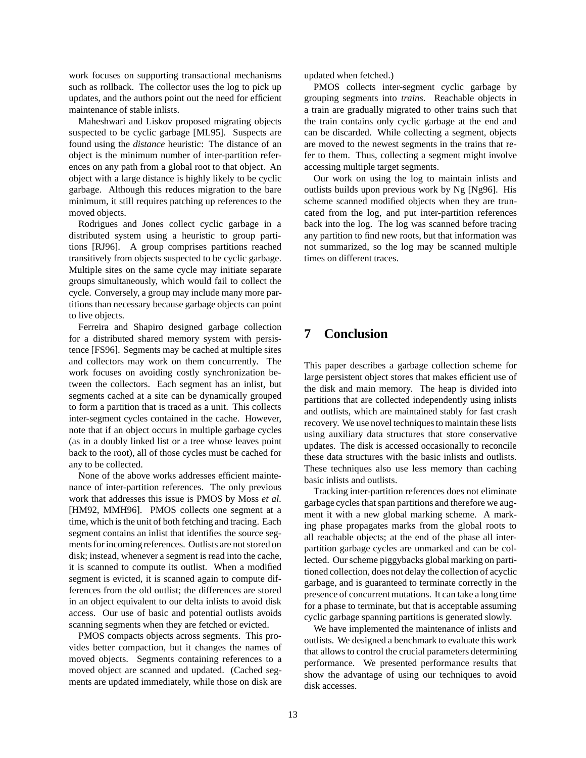work focuses on supporting transactional mechanisms such as rollback. The collector uses the log to pick up updates, and the authors point out the need for efficient maintenance of stable inlists.

Maheshwari and Liskov proposed migrating objects suspected to be cyclic garbage [ML95]. Suspects are found using the *distance* heuristic: The distance of an object is the minimum number of inter-partition references on any path from a global root to that object. An object with a large distance is highly likely to be cyclic garbage. Although this reduces migration to the bare minimum, it still requires patching up references to the moved objects.

Rodrigues and Jones collect cyclic garbage in a distributed system using a heuristic to group partitions [RJ96]. A group comprises partitions reached transitively from objects suspected to be cyclic garbage. Multiple sites on the same cycle may initiate separate groups simultaneously, which would fail to collect the cycle. Conversely, a group may include many more partitions than necessary because garbage objects can point to live objects.

Ferreira and Shapiro designed garbage collection for a distributed shared memory system with persistence [FS96]. Segments may be cached at multiple sites and collectors may work on them concurrently. The work focuses on avoiding costly synchronization between the collectors. Each segment has an inlist, but segments cached at a site can be dynamically grouped to form a partition that is traced as a unit. This collects inter-segment cycles contained in the cache. However, note that if an object occurs in multiple garbage cycles (as in a doubly linked list or a tree whose leaves point back to the root), all of those cycles must be cached for any to be collected.

None of the above works addresses efficient maintenance of inter-partition references. The only previous work that addresses this issue is PMOS by Moss *et al.* [HM92, MMH96]. PMOS collects one segment at a time, which is the unit of both fetching and tracing. Each segment contains an inlist that identifies the source segments for incoming references. Outlists are not stored on disk; instead, whenever a segment is read into the cache, it is scanned to compute its outlist. When a modified segment is evicted, it is scanned again to compute differences from the old outlist; the differences are stored in an object equivalent to our delta inlists to avoid disk access. Our use of basic and potential outlists avoids scanning segments when they are fetched or evicted.

PMOS compacts objects across segments. This provides better compaction, but it changes the names of moved objects. Segments containing references to a moved object are scanned and updated. (Cached segments are updated immediately, while those on disk are updated when fetched.)

PMOS collects inter-segment cyclic garbage by grouping segments into *trains*. Reachable objects in a train are gradually migrated to other trains such that the train contains only cyclic garbage at the end and can be discarded. While collecting a segment, objects are moved to the newest segments in the trains that refer to them. Thus, collecting a segment might involve accessing multiple target segments.

Our work on using the log to maintain inlists and outlists builds upon previous work by Ng [Ng96]. His scheme scanned modified objects when they are truncated from the log, and put inter-partition references back into the log. The log was scanned before tracing any partition to find new roots, but that information was not summarized, so the log may be scanned multiple times on different traces.

# 7 Conclusion

This paper describes a garbage collection scheme for large persistent object stores that makes efficient use of the disk and main memory. The heap is divided into partitions that are collected independently using inlists and outlists, which are maintained stably for fast crash recovery. We use novel techniques to maintain these lists using auxiliary data structures that store conservative updates. The disk is accessed occasionally to reconcile these data structures with the basic inlists and outlists. These techniques also use less memory than caching basic inlists and outlists.

Tracking inter-partition references does not eliminate garbage cycles that span partitions and therefore we augment it with a new global marking scheme. A marking phase propagates marks from the global roots to all reachable objects; at the end of the phase all inter-partition garbage cycles are unmarked and can be collected. Our scheme piggybacks global marking on partitioned collection, does not delay the collection of acyclic garbage, and is guaranteed to terminate correctly in the presence of concurrent mutations. It can take a long time for a phase to terminate, but that is acceptable assuming cyclic garbage spanning partitions is generated slowly.

We have implemented the maintenance of inlists and outlists. We designed a benchmark to evaluate this work that allows to control the crucial parameters determining performance. We presented performance results that show the advantage of using our techniques to avoid disk accesses.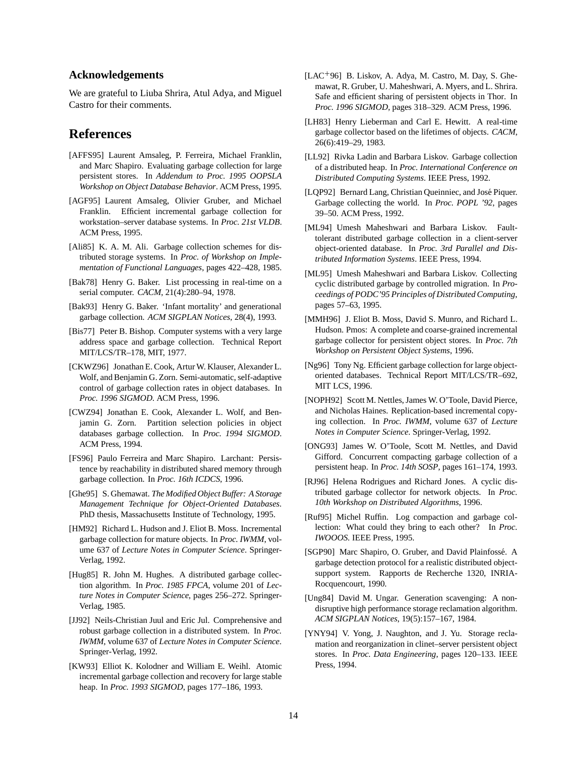## Acknowledgements

We are grateful to Liuba Shrira, Atul Adya, and Miguel Castro for their comments.

## References

[AFFS95] Laurent Amsaleg, P. Ferreira, Michael Franklin, and Marc Shapiro. Evaluating garbage collection for large persistent stores. In *Addendum to Proc. 1995 OOPSLA Workshop on Object Database Behavior*. ACM Press, 1995.

[AGF95] Laurent Amsaleg, Olivier Gruber, and Michael Franklin. Efficient incremental garbage collection for workstation–server database systems. In *Proc. 21st VLDB*. ACM Press, 1995.

[Ali85] K. A. M. Ali. Garbage collection schemes for distributed storage systems. In *Proc. of Workshop on Implementation of Functional Languages*, pages 422–428, 1985.

[Bak78] Henry G. Baker. List processing in real-time on a serial computer. *CACM*, 21(4):280–94, 1978.

[Bak93] Henry G. Baker. 'Infant mortality' and generational garbage collection. *ACM SIGPLAN Notices*, 28(4), 1993.

[Bis77] Peter B. Bishop. Computer systems with a very large address space and garbage collection. Technical Report MIT/LCS/TR–178, MIT, 1977.

[CKWZ96] Jonathan E. Cook, Artur W. Klauser, Alexander L. Wolf, and Benjamin G. Zorn. Semi-automatic, self-adaptive control of garbage collection rates in object databases. In *Proc. 1996 SIGMOD*. ACM Press, 1996.

[CWZ94] Jonathan E. Cook, Alexander L. Wolf, and Benjamin G. Zorn. Partition selection policies in object databases garbage collection. In *Proc. 1994 SIGMOD*. ACM Press, 1994.

[FS96] Paulo Ferreira and Marc Shapiro. Larchant: Persistence by reachability in distributed shared memory through garbage collection. In *Proc. 16th ICDCS*, 1996.

[Ghe95] S. Ghemawat. *The Modified Object Buffer: A Storage Management Technique for Object-Oriented Databases*. PhD thesis, Massachusetts Institute of Technology, 1995.

[HM92] Richard L. Hudson and J. Eliot B. Moss. Incremental garbage collection for mature objects. In *Proc. IWMM*, volume 637 of *Lecture Notes in Computer Science*. Springer-Verlag, 1992.

[Hug85] R. John M. Hughes. A distributed garbage collection algorithm. In *Proc. 1985 FPCA*, volume 201 of *Lecture Notes in Computer Science*, pages 256–272. Springer-Verlag, 1985.

[JJ92] Neils-Christian Juul and Eric Jul. Comprehensive and robust garbage collection in a distributed system. In *Proc. IWMM*, volume 637 of *Lecture Notes in Computer Science*. Springer-Verlag, 1992.

[KW93] Elliot K. Kolodner and William E. Weihl. Atomic incremental garbage collection and recovery for large stable heap. In *Proc. 1993 SIGMOD*, pages 177–186, 1993.

[LAC+96] B. Liskov, A. Adya, M. Castro, M. Day, S. Ghemawat, R. Gruber, U. Maheshwari, A. Myers, and L. Shrira. Safe and efficient sharing of persistent objects in Thor. In *Proc. 1996 SIGMOD*, pages 318–329. ACM Press, 1996.

[LH83] Henry Lieberman and Carl E. Hewitt. A real-time garbage collector based on the lifetimes of objects. *CACM*, 26(6):419–29, 1983.

[LL92] Rivka Ladin and Barbara Liskov. Garbage collection of a distributed heap. In *Proc. International Conference on Distributed Computing Systems*. IEEE Press, 1992.

[LQP92] Bernard Lang, Christian Queinniec, and José Piquer. Garbage collecting the world. In *Proc. POPL '92*, pages 39–50. ACM Press, 1992.

[ML94] Umesh Maheshwari and Barbara Liskov. Fault-tolerant distributed garbage collection in a client-server object-oriented database. In *Proc. 3rd Parallel and Distributed Information Systems*. IEEE Press, 1994.

[ML95] Umesh Maheshwari and Barbara Liskov. Collecting cyclic distributed garbage by controlled migration. In *Proceedings of PODC'95 Principles of Distributed Computing*, pages 57–63, 1995.

[MMH96] J. Eliot B. Moss, David S. Munro, and Richard L. Hudson. Pmos: A complete and coarse-grained incremental garbage collector for persistent object stores. In *Proc. 7th Workshop on Persistent Object Systems*, 1996.

[Ng96] Tony Ng. Efficient garbage collection for large object-oriented databases. Technical Report MIT/LCS/TR–692, MIT LCS, 1996.

[NOPH92] Scott M. Nettles, James W. O'Toole, David Pierce, and Nicholas Haines. Replication-based incremental copying collection. In *Proc. IWMM*, volume 637 of *Lecture Notes in Computer Science*. Springer-Verlag, 1992.

[ONG93] James W. O'Toole, Scott M. Nettles, and David Gifford. Concurrent compacting garbage collection of a persistent heap. In *Proc. 14th SOSP*, pages 161–174, 1993.

[RJ96] Helena Rodrigues and Richard Jones. A cyclic distributed garbage collector for network objects. In *Proc. 10th Workshop on Distributed Algorithms*, 1996.

[Ruf95] Michel Ruffin. Log compaction and garbage collection: What could they bring to each other? In *Proc. IWOOOS*. IEEE Press, 1995.

[SGP90] Marc Shapiro, O. Gruber, and David Plainfossé. A garbage detection protocol for a realistic distributed object-support system. Rapports de Recherche 1320, INRIA-Rocquencourt, 1990.

[Ung84] David M. Ungar. Generation scavenging: A non-disruptive high performance storage reclamation algorithm. *ACM SIGPLAN Notices*, 19(5):157–167, 1984.

[YNY94] V. Yong, J. Naughton, and J. Yu. Storage reclamation and reorganization in clinet–server persistent object stores. In *Proc. Data Engineering*, pages 120–133. IEEE Press, 1994.